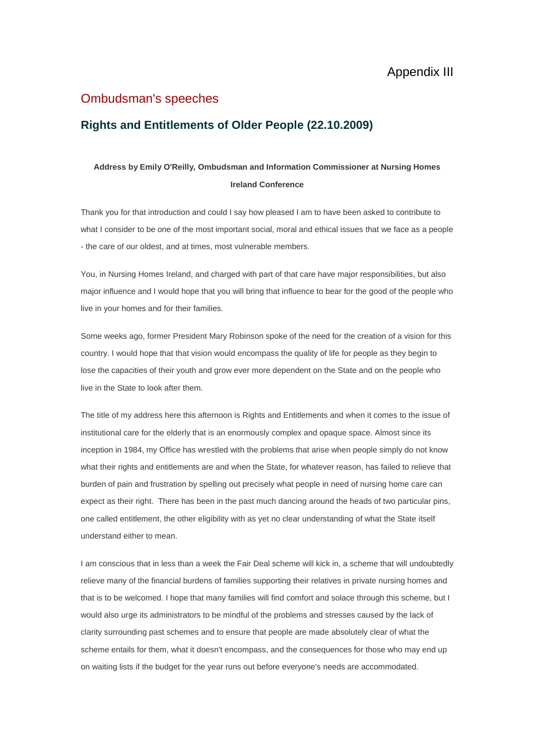# Appendix III

## Ombudsman's speeches

### Rights and Entitlements of Older People (22.10.2009)

**Address by Emily O'Reilly, Ombudsman and Information Commissioner at Nursing Homes Ireland Conference**

Thank you for that introduction and could I say how pleased I am to have been asked to contribute to what I consider to be one of the most important social, moral and ethical issues that we face as a people - the care of our oldest, and at times, most vulnerable members.

You, in Nursing Homes Ireland, and charged with part of that care have major responsibilities, but also major influence and I would hope that you will bring that influence to bear for the good of the people who live in your homes and for their families.

Some weeks ago, former President Mary Robinson spoke of the need for the creation of a vision for this country. I would hope that that vision would encompass the quality of life for people as they begin to lose the capacities of their youth and grow ever more dependent on the State and on the people who live in the State to look after them.

The title of my address here this afternoon is Rights and Entitlements and when it comes to the issue of institutional care for the elderly that is an enormously complex and opaque space. Almost since its inception in 1984, my Office has wrestled with the problems that arise when people simply do not know what their rights and entitlements are and when the State, for whatever reason, has failed to relieve that burden of pain and frustration by spelling out precisely what people in need of nursing home care can expect as their right. There has been in the past much dancing around the heads of two particular pins, one called entitlement, the other eligibility with as yet no clear understanding of what the State itself understand either to mean.

I am conscious that in less than a week the Fair Deal scheme will kick in, a scheme that will undoubtedly relieve many of the financial burdens of families supporting their relatives in private nursing homes and that is to be welcomed. I hope that many families will find comfort and solace through this scheme, but I would also urge its administrators to be mindful of the problems and stresses caused by the lack of clarity surrounding past schemes and to ensure that people are made absolutely clear of what the scheme entails for them, what it doesn't encompass, and the consequences for those who may end up on waiting lists if the budget for the year runs out before everyone's needs are accommodated.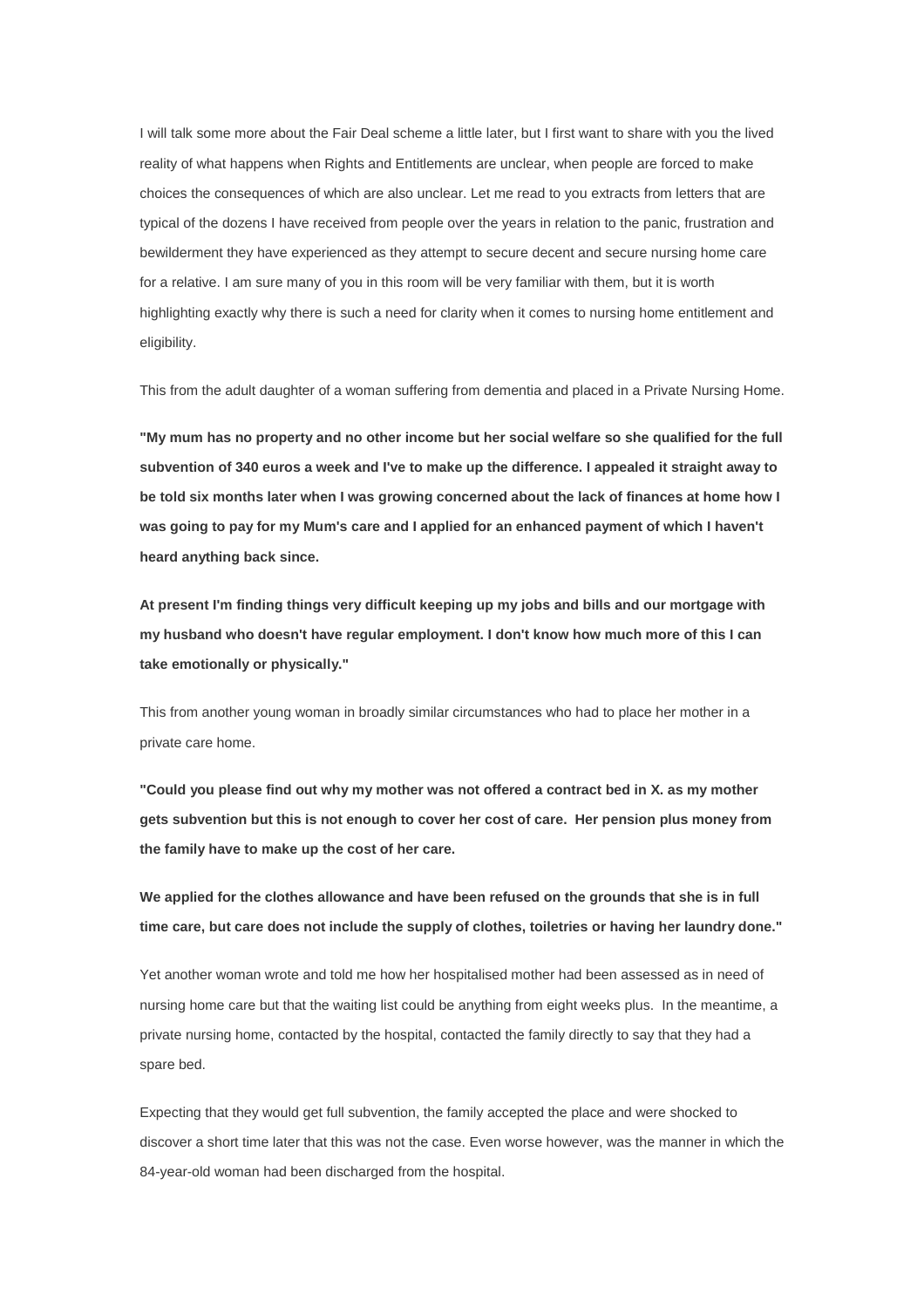I will talk some more about the Fair Deal scheme a little later, but I first want to share with you the lived reality of what happens when Rights and Entitlements are unclear, when people are forced to make choices the consequences of which are also unclear. Let me read to you extracts from letters that are typical of the dozens I have received from people over the years in relation to the panic, frustration and bewilderment they have experienced as they attempt to secure decent and secure nursing home care for a relative. I am sure many of you in this room will be very familiar with them, but it is worth highlighting exactly why there is such a need for clarity when it comes to nursing home entitlement and eligibility.

This from the adult daughter of a woman suffering from dementia and placed in a Private Nursing Home.

**"My mum has no property and no other income but her social welfare so she qualified for the full subvention of 340 euros a week and I've to make up the difference. I appealed it straight away to be told six months later when I was growing concerned about the lack of finances at home how I was going to pay for my Mum's care and I applied for an enhanced payment of which I haven't heard anything back since.**

**At present I'm finding things very difficult keeping up my jobs and bills and our mortgage with my husband who doesn't have regular employment. I don't know how much more of this I can take emotionally or physically."**

This from another young woman in broadly similar circumstances who had to place her mother in a private care home.

**"Could you please find out why my mother was not offered a contract bed in X. as my mother gets subvention but this is not enough to cover her cost of care. Her pension plus money from the family have to make up the cost of her care.**

**We applied for the clothes allowance and have been refused on the grounds that she is in full time care, but care does not include the supply of clothes, toiletries or having her laundry done."**

Yet another woman wrote and told me how her hospitalised mother had been assessed as in need of nursing home care but that the waiting list could be anything from eight weeks plus. In the meantime, a private nursing home, contacted by the hospital, contacted the family directly to say that they had a spare bed.

Expecting that they would get full subvention, the family accepted the place and were shocked to discover a short time later that this was not the case. Even worse however, was the manner in which the 84-year-old woman had been discharged from the hospital.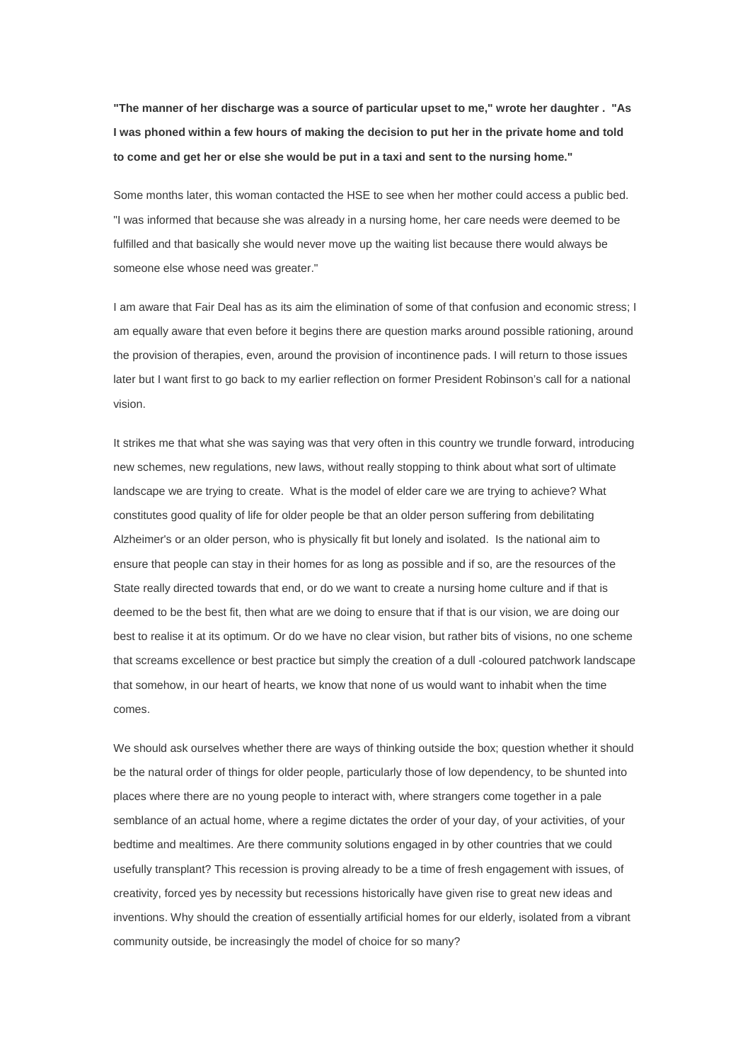**"The manner of her discharge was a source of particular upset to me," wrote her daughter . "As I was phoned within a few hours of making the decision to put her in the private home and told to come and get her or else she would be put in a taxi and sent to the nursing home."**

Some months later, this woman contacted the HSE to see when her mother could access a public bed. "I was informed that because she was already in a nursing home, her care needs were deemed to be fulfilled and that basically she would never move up the waiting list because there would always be someone else whose need was greater."

I am aware that Fair Deal has as its aim the elimination of some of that confusion and economic stress; I am equally aware that even before it begins there are question marks around possible rationing, around the provision of therapies, even, around the provision of incontinence pads. I will return to those issues later but I want first to go back to my earlier reflection on former President Robinson's call for a national vision.

It strikes me that what she was saying was that very often in this country we trundle forward, introducing new schemes, new regulations, new laws, without really stopping to think about what sort of ultimate landscape we are trying to create. What is the model of elder care we are trying to achieve? What constitutes good quality of life for older people be that an older person suffering from debilitating Alzheimer's or an older person, who is physically fit but lonely and isolated. Is the national aim to ensure that people can stay in their homes for as long as possible and if so, are the resources of the State really directed towards that end, or do we want to create a nursing home culture and if that is deemed to be the best fit, then what are we doing to ensure that if that is our vision, we are doing our best to realise it at its optimum. Or do we have no clear vision, but rather bits of visions, no one scheme that screams excellence or best practice but simply the creation of a dull -coloured patchwork landscape that somehow, in our heart of hearts, we know that none of us would want to inhabit when the time comes.

We should ask ourselves whether there are ways of thinking outside the box; question whether it should be the natural order of things for older people, particularly those of low dependency, to be shunted into places where there are no young people to interact with, where strangers come together in a pale semblance of an actual home, where a regime dictates the order of your day, of your activities, of your bedtime and mealtimes. Are there community solutions engaged in by other countries that we could usefully transplant? This recession is proving already to be a time of fresh engagement with issues, of creativity, forced yes by necessity but recessions historically have given rise to great new ideas and inventions. Why should the creation of essentially artificial homes for our elderly, isolated from a vibrant community outside, be increasingly the model of choice for so many?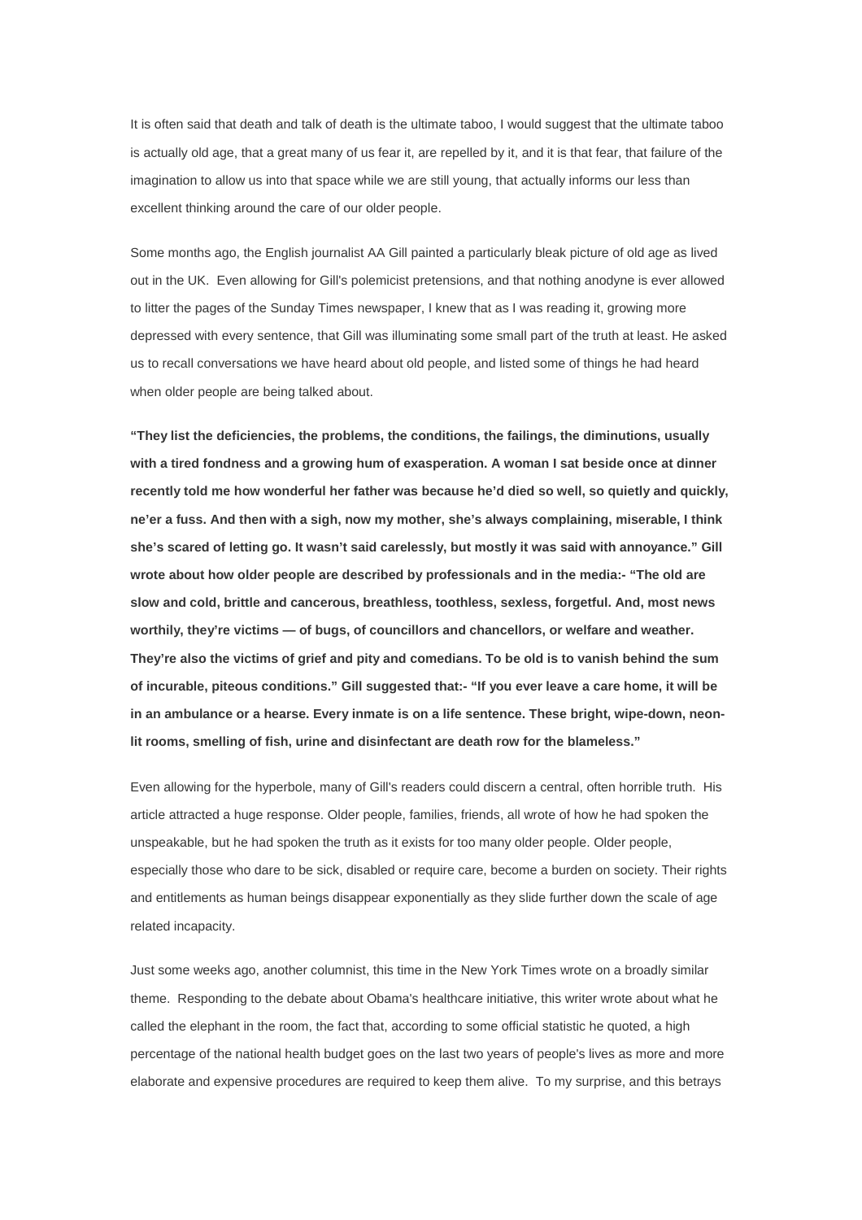It is often said that death and talk of death is the ultimate taboo, I would suggest that the ultimate taboo is actually old age, that a great many of us fear it, are repelled by it, and it is that fear, that failure of the imagination to allow us into that space while we are still young, that actually informs our less than excellent thinking around the care of our older people.

Some months ago, the English journalist AA Gill painted a particularly bleak picture of old age as lived out in the UK. Even allowing for Gill's polemicist pretensions, and that nothing anodyne is ever allowed to litter the pages of the Sunday Times newspaper, I knew that as I was reading it, growing more depressed with every sentence, that Gill was illuminating some small part of the truth at least. He asked us to recall conversations we have heard about old people, and listed some of things he had heard when older people are being talked about.

**"They list the deficiencies, the problems, the conditions, the failings, the diminutions, usually with a tired fondness and a growing hum of exasperation. A woman I sat beside once at dinner recently told me how wonderful her father was because he'd died so well, so quietly and quickly, ne'er a fuss. And then with a sigh, now my mother, she's always complaining, miserable, I think she's scared of letting go. It wasn't said carelessly, but mostly it was said with annoyance." Gill wrote about how older people are described by professionals and in the media:- "The old are slow and cold, brittle and cancerous, breathless, toothless, sexless, forgetful. And, most news worthily, they're victims — of bugs, of councillors and chancellors, or welfare and weather. They're also the victims of grief and pity and comedians. To be old is to vanish behind the sum of incurable, piteous conditions." Gill suggested that:- "If you ever leave a care home, it will be in an ambulance or a hearse. Every inmate is on a life sentence. These bright, wipe-down, neon-lit rooms, smelling of fish, urine and disinfectant are death row for the blameless."**

Even allowing for the hyperbole, many of Gill's readers could discern a central, often horrible truth. His article attracted a huge response. Older people, families, friends, all wrote of how he had spoken the unspeakable, but he had spoken the truth as it exists for too many older people. Older people, especially those who dare to be sick, disabled or require care, become a burden on society. Their rights and entitlements as human beings disappear exponentially as they slide further down the scale of age related incapacity.

Just some weeks ago, another columnist, this time in the New York Times wrote on a broadly similar theme. Responding to the debate about Obama's healthcare initiative, this writer wrote about what he called the elephant in the room, the fact that, according to some official statistic he quoted, a high percentage of the national health budget goes on the last two years of people's lives as more and more elaborate and expensive procedures are required to keep them alive. To my surprise, and this betrays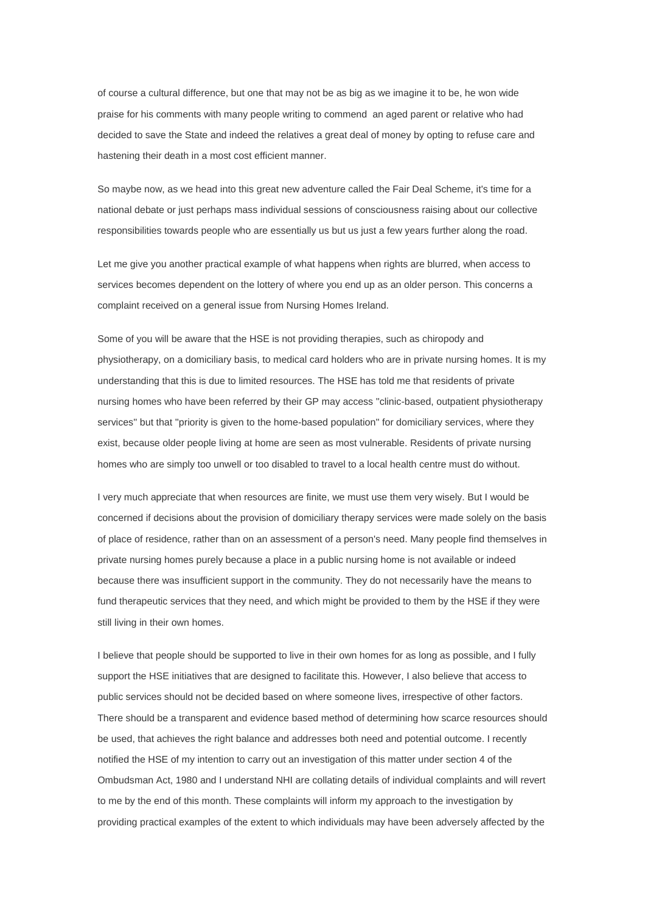of course a cultural difference, but one that may not be as big as we imagine it to be, he won wide praise for his comments with many people writing to commend an aged parent or relative who had decided to save the State and indeed the relatives a great deal of money by opting to refuse care and hastening their death in a most cost efficient manner.

So maybe now, as we head into this great new adventure called the Fair Deal Scheme, it's time for a national debate or just perhaps mass individual sessions of consciousness raising about our collective responsibilities towards people who are essentially us but us just a few years further along the road.

Let me give you another practical example of what happens when rights are blurred, when access to services becomes dependent on the lottery of where you end up as an older person. This concerns a complaint received on a general issue from Nursing Homes Ireland.

Some of you will be aware that the HSE is not providing therapies, such as chiropody and physiotherapy, on a domiciliary basis, to medical card holders who are in private nursing homes. It is my understanding that this is due to limited resources. The HSE has told me that residents of private nursing homes who have been referred by their GP may access "clinic-based, outpatient physiotherapy services" but that "priority is given to the home-based population" for domiciliary services, where they exist, because older people living at home are seen as most vulnerable. Residents of private nursing homes who are simply too unwell or too disabled to travel to a local health centre must do without.

I very much appreciate that when resources are finite, we must use them very wisely. But I would be concerned if decisions about the provision of domiciliary therapy services were made solely on the basis of place of residence, rather than on an assessment of a person's need. Many people find themselves in private nursing homes purely because a place in a public nursing home is not available or indeed because there was insufficient support in the community. They do not necessarily have the means to fund therapeutic services that they need, and which might be provided to them by the HSE if they were still living in their own homes.

I believe that people should be supported to live in their own homes for as long as possible, and I fully support the HSE initiatives that are designed to facilitate this. However, I also believe that access to public services should not be decided based on where someone lives, irrespective of other factors. There should be a transparent and evidence based method of determining how scarce resources should be used, that achieves the right balance and addresses both need and potential outcome. I recently notified the HSE of my intention to carry out an investigation of this matter under section 4 of the Ombudsman Act, 1980 and I understand NHI are collating details of individual complaints and will revert to me by the end of this month. These complaints will inform my approach to the investigation by providing practical examples of the extent to which individuals may have been adversely affected by the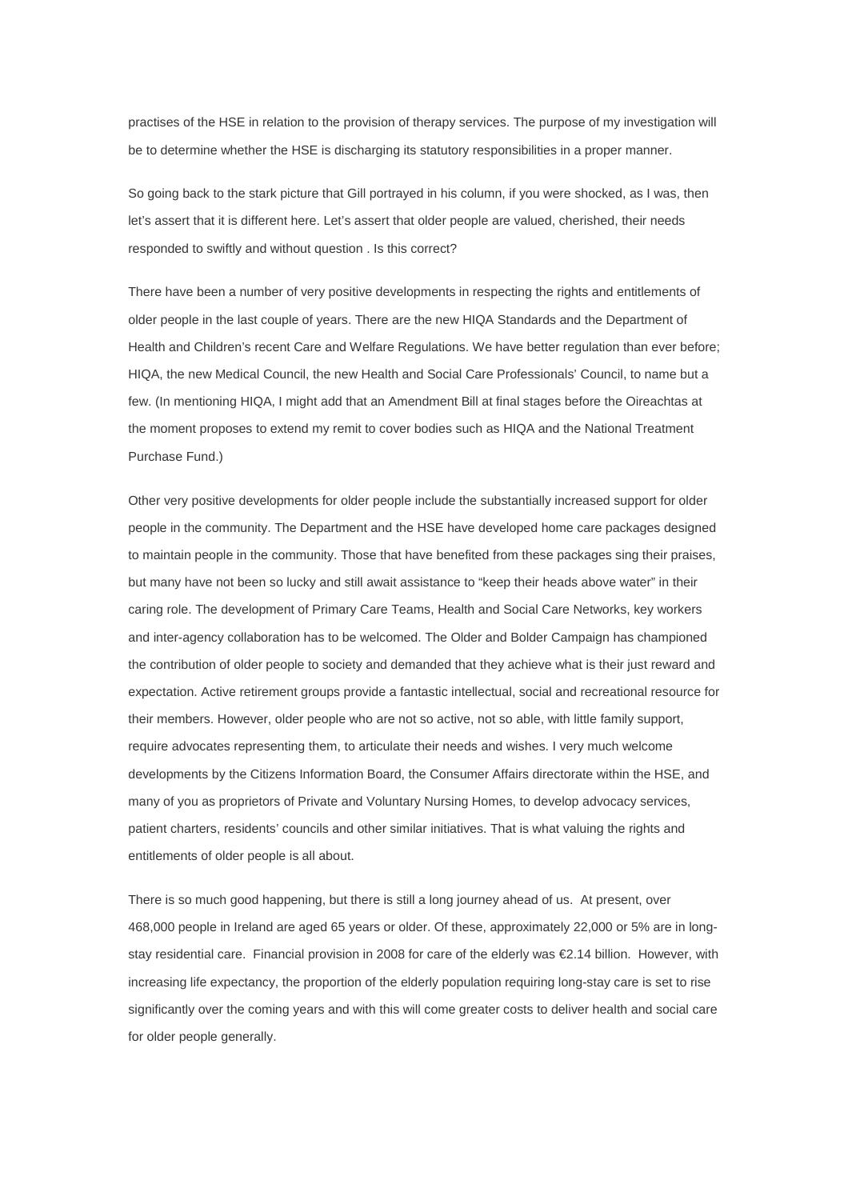practises of the HSE in relation to the provision of therapy services. The purpose of my investigation will be to determine whether the HSE is discharging its statutory responsibilities in a proper manner.

So going back to the stark picture that Gill portrayed in his column, if you were shocked, as I was, then let's assert that it is different here. Let's assert that older people are valued, cherished, their needs responded to swiftly and without question . Is this correct?

There have been a number of very positive developments in respecting the rights and entitlements of older people in the last couple of years. There are the new HIQA Standards and the Department of Health and Children's recent Care and Welfare Regulations. We have better regulation than ever before; HIQA, the new Medical Council, the new Health and Social Care Professionals' Council, to name but a few. (In mentioning HIQA, I might add that an Amendment Bill at final stages before the Oireachtas at the moment proposes to extend my remit to cover bodies such as HIQA and the National Treatment Purchase Fund.)

Other very positive developments for older people include the substantially increased support for older people in the community. The Department and the HSE have developed home care packages designed to maintain people in the community. Those that have benefited from these packages sing their praises, but many have not been so lucky and still await assistance to "keep their heads above water" in their caring role. The development of Primary Care Teams, Health and Social Care Networks, key workers and inter-agency collaboration has to be welcomed. The Older and Bolder Campaign has championed the contribution of older people to society and demanded that they achieve what is their just reward and expectation. Active retirement groups provide a fantastic intellectual, social and recreational resource for their members. However, older people who are not so active, not so able, with little family support, require advocates representing them, to articulate their needs and wishes. I very much welcome developments by the Citizens Information Board, the Consumer Affairs directorate within the HSE, and many of you as proprietors of Private and Voluntary Nursing Homes, to develop advocacy services, patient charters, residents' councils and other similar initiatives. That is what valuing the rights and entitlements of older people is all about.

There is so much good happening, but there is still a long journey ahead of us. At present, over 468,000 people in Ireland are aged 65 years or older. Of these, approximately 22,000 or 5% are in long-stay residential care. Financial provision in 2008 for care of the elderly was €2.14 billion. However, with increasing life expectancy, the proportion of the elderly population requiring long-stay care is set to rise significantly over the coming years and with this will come greater costs to deliver health and social care for older people generally.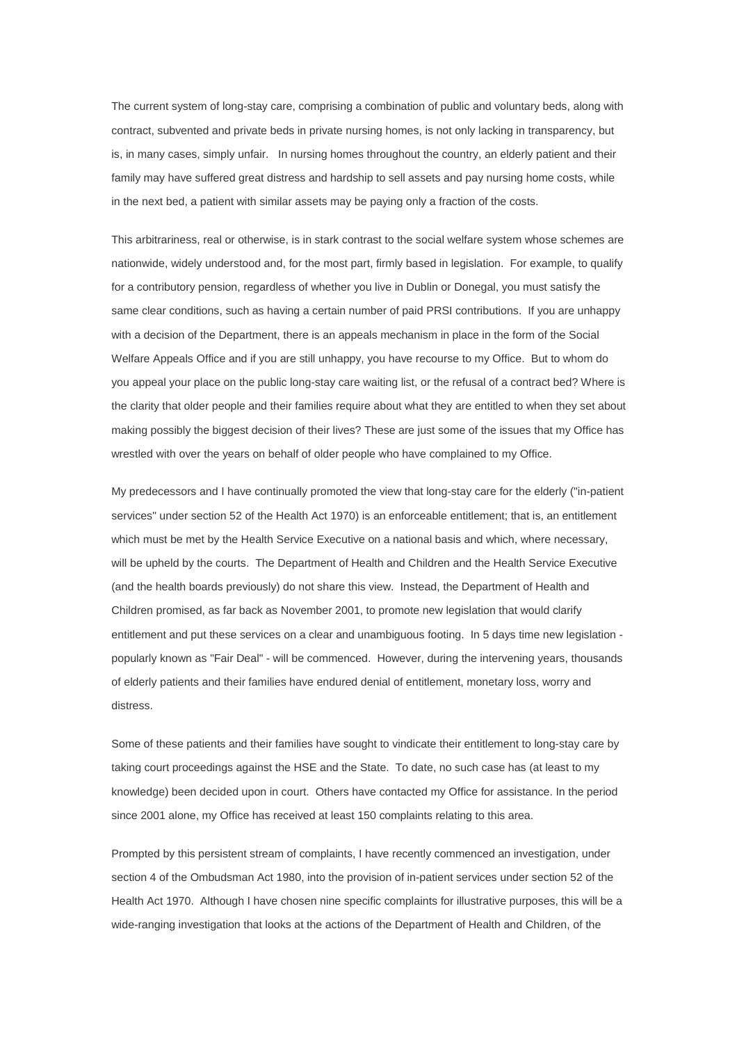The current system of long-stay care, comprising a combination of public and voluntary beds, along with contract, subvented and private beds in private nursing homes, is not only lacking in transparency, but is, in many cases, simply unfair. In nursing homes throughout the country, an elderly patient and their family may have suffered great distress and hardship to sell assets and pay nursing home costs, while in the next bed, a patient with similar assets may be paying only a fraction of the costs.

This arbitrariness, real or otherwise, is in stark contrast to the social welfare system whose schemes are nationwide, widely understood and, for the most part, firmly based in legislation. For example, to qualify for a contributory pension, regardless of whether you live in Dublin or Donegal, you must satisfy the same clear conditions, such as having a certain number of paid PRSI contributions. If you are unhappy with a decision of the Department, there is an appeals mechanism in place in the form of the Social Welfare Appeals Office and if you are still unhappy, you have recourse to my Office. But to whom do you appeal your place on the public long-stay care waiting list, or the refusal of a contract bed? Where is the clarity that older people and their families require about what they are entitled to when they set about making possibly the biggest decision of their lives? These are just some of the issues that my Office has wrestled with over the years on behalf of older people who have complained to my Office.

My predecessors and I have continually promoted the view that long-stay care for the elderly ("in-patient services" under section 52 of the Health Act 1970) is an enforceable entitlement; that is, an entitlement which must be met by the Health Service Executive on a national basis and which, where necessary, will be upheld by the courts. The Department of Health and Children and the Health Service Executive (and the health boards previously) do not share this view. Instead, the Department of Health and Children promised, as far back as November 2001, to promote new legislation that would clarify entitlement and put these services on a clear and unambiguous footing. In 5 days time new legislation - popularly known as "Fair Deal" - will be commenced. However, during the intervening years, thousands of elderly patients and their families have endured denial of entitlement, monetary loss, worry and distress.

Some of these patients and their families have sought to vindicate their entitlement to long-stay care by taking court proceedings against the HSE and the State. To date, no such case has (at least to my knowledge) been decided upon in court. Others have contacted my Office for assistance. In the period since 2001 alone, my Office has received at least 150 complaints relating to this area.

Prompted by this persistent stream of complaints, I have recently commenced an investigation, under section 4 of the Ombudsman Act 1980, into the provision of in-patient services under section 52 of the Health Act 1970. Although I have chosen nine specific complaints for illustrative purposes, this will be a wide-ranging investigation that looks at the actions of the Department of Health and Children, of the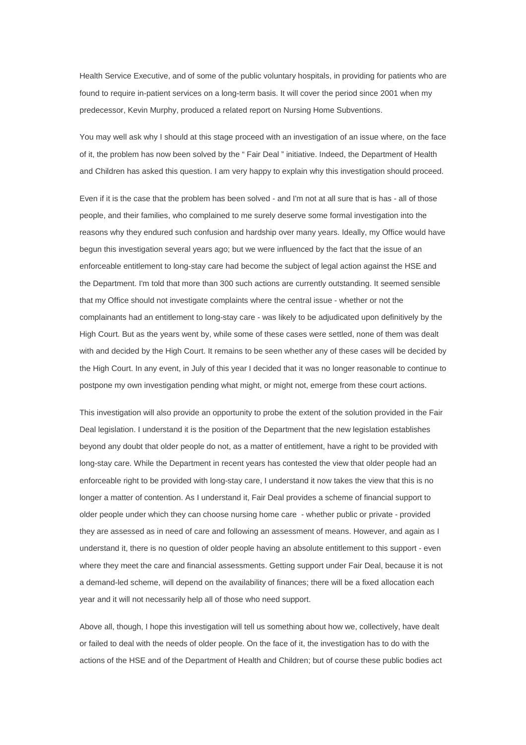Health Service Executive, and of some of the public voluntary hospitals, in providing for patients who are found to require in-patient services on a long-term basis. It will cover the period since 2001 when my predecessor, Kevin Murphy, produced a related report on Nursing Home Subventions.

You may well ask why I should at this stage proceed with an investigation of an issue where, on the face of it, the problem has now been solved by the " Fair Deal " initiative. Indeed, the Department of Health and Children has asked this question. I am very happy to explain why this investigation should proceed.

Even if it is the case that the problem has been solved - and I'm not at all sure that is has - all of those people, and their families, who complained to me surely deserve some formal investigation into the reasons why they endured such confusion and hardship over many years. Ideally, my Office would have begun this investigation several years ago; but we were influenced by the fact that the issue of an enforceable entitlement to long-stay care had become the subject of legal action against the HSE and the Department. I'm told that more than 300 such actions are currently outstanding. It seemed sensible that my Office should not investigate complaints where the central issue - whether or not the complainants had an entitlement to long-stay care - was likely to be adjudicated upon definitively by the High Court. But as the years went by, while some of these cases were settled, none of them was dealt with and decided by the High Court. It remains to be seen whether any of these cases will be decided by the High Court. In any event, in July of this year I decided that it was no longer reasonable to continue to postpone my own investigation pending what might, or might not, emerge from these court actions.

This investigation will also provide an opportunity to probe the extent of the solution provided in the Fair Deal legislation. I understand it is the position of the Department that the new legislation establishes beyond any doubt that older people do not, as a matter of entitlement, have a right to be provided with long-stay care. While the Department in recent years has contested the view that older people had an enforceable right to be provided with long-stay care, I understand it now takes the view that this is no longer a matter of contention. As I understand it, Fair Deal provides a scheme of financial support to older people under which they can choose nursing home care - whether public or private - provided they are assessed as in need of care and following an assessment of means. However, and again as I understand it, there is no question of older people having an absolute entitlement to this support - even where they meet the care and financial assessments. Getting support under Fair Deal, because it is not a demand-led scheme, will depend on the availability of finances; there will be a fixed allocation each year and it will not necessarily help all of those who need support.

Above all, though, I hope this investigation will tell us something about how we, collectively, have dealt or failed to deal with the needs of older people. On the face of it, the investigation has to do with the actions of the HSE and of the Department of Health and Children; but of course these public bodies act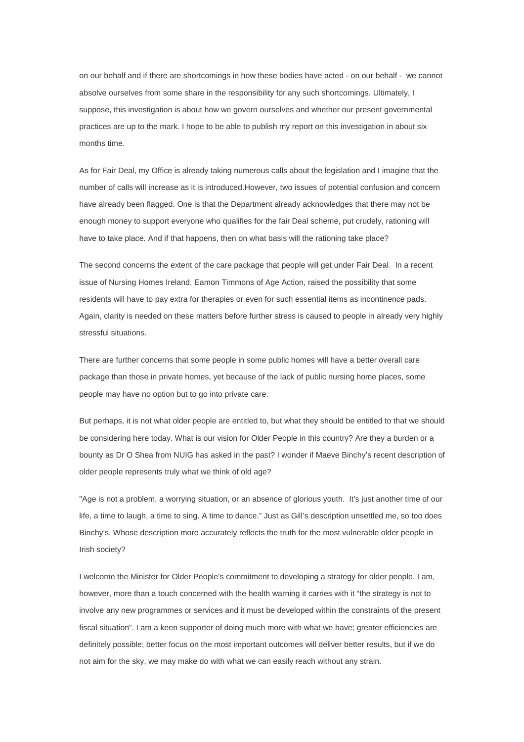on our behalf and if there are shortcomings in how these bodies have acted - on our behalf - we cannot absolve ourselves from some share in the responsibility for any such shortcomings. Ultimately, I suppose, this investigation is about how we govern ourselves and whether our present governmental practices are up to the mark. I hope to be able to publish my report on this investigation in about six months time.

As for Fair Deal, my Office is already taking numerous calls about the legislation and I imagine that the number of calls will increase as it is introduced.However, two issues of potential confusion and concern have already been flagged. One is that the Department already acknowledges that there may not be enough money to support everyone who qualifies for the fair Deal scheme, put crudely, rationing will have to take place. And if that happens, then on what basis will the rationing take place?

The second concerns the extent of the care package that people will get under Fair Deal. In a recent issue of Nursing Homes Ireland, Eamon Timmons of Age Action, raised the possibility that some residents will have to pay extra for therapies or even for such essential items as incontinence pads. Again, clarity is needed on these matters before further stress is caused to people in already very highly stressful situations.

There are further concerns that some people in some public homes will have a better overall care package than those in private homes, yet because of the lack of public nursing home places, some people may have no option but to go into private care.

But perhaps, it is not what older people are entitled to, but what they should be entitled to that we should be considering here today. What is our vision for Older People in this country? Are they a burden or a bounty as Dr O Shea from NUIG has asked in the past? I wonder if Maeve Binchy's recent description of older people represents truly what we think of old age?

"Age is not a problem, a worrying situation, or an absence of glorious youth. It's just another time of our life, a time to laugh, a time to sing. A time to dance." Just as Gill's description unsettled me, so too does Binchy's. Whose description more accurately reflects the truth for the most vulnerable older people in Irish society?

I welcome the Minister for Older People's commitment to developing a strategy for older people. I am, however, more than a touch concerned with the health warning it carries with it "the strategy is not to involve any new programmes or services and it must be developed within the constraints of the present fiscal situation". I am a keen supporter of doing much more with what we have; greater efficiencies are definitely possible; better focus on the most important outcomes will deliver better results, but if we do not aim for the sky, we may make do with what we can easily reach without any strain.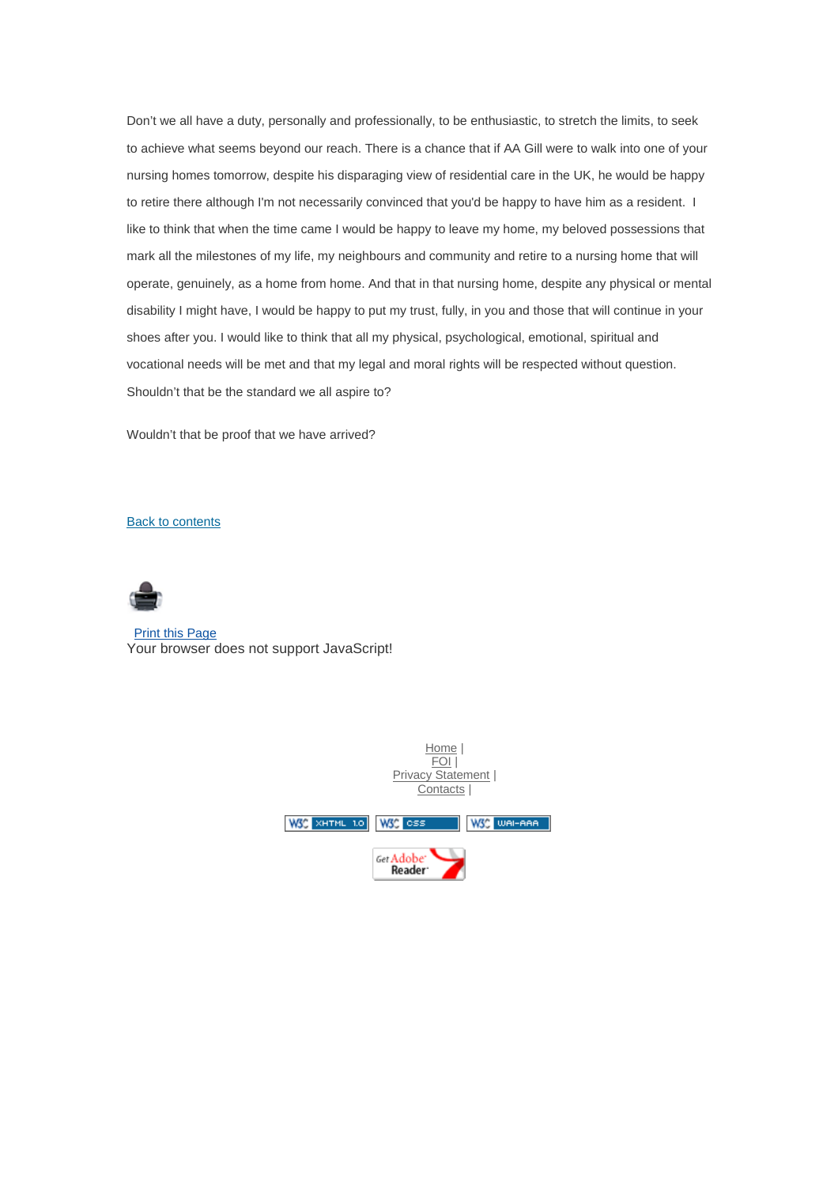Don't we all have a duty, personally and professionally, to be enthusiastic, to stretch the limits, to seek to achieve what seems beyond our reach. There is a chance that if AA Gill were to walk into one of your nursing homes tomorrow, despite his disparaging view of residential care in the UK, he would be happy to retire there although I'm not necessarily convinced that you'd be happy to have him as a resident. I like to think that when the time came I would be happy to leave my home, my beloved possessions that mark all the milestones of my life, my neighbours and community and retire to a nursing home that will operate, genuinely, as a home from home. And that in that nursing home, despite any physical or mental disability I might have, I would be happy to put my trust, fully, in you and those that will continue in your shoes after you. I would like to think that all my physical, psychological, emotional, spiritual and vocational needs will be met and that my legal and moral rights will be respected without question. Shouldn't that be the standard we all aspire to?

Wouldn't that be proof that we have arrived?

Back to contents

Print this Page
Your browser does not support JavaScript!

Home |
FOI |
Privacy Statement |
Contacts |